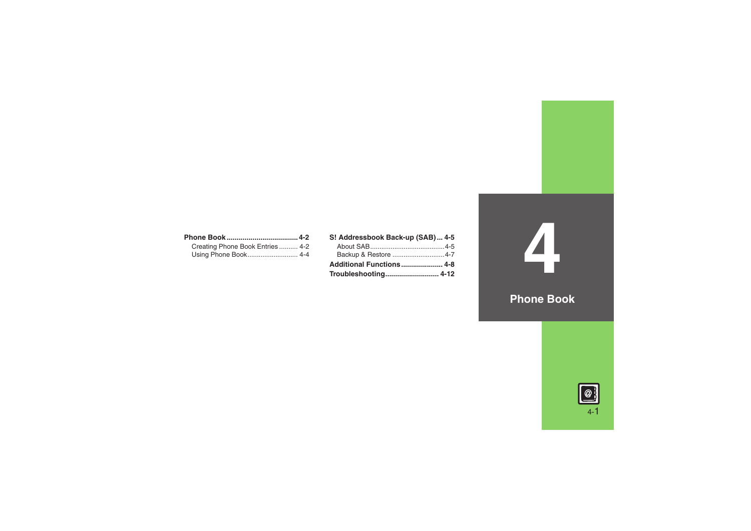# 4 Phone Book

**Phone Book** .................................... **4-2**
- Creating Phone Book Entries .......... 4-2
- Using Phone Book........................... 4-4

**S! Addressbook Back-up (SAB)** ... **4-5**
- About SAB.......................................4-5
- Backup & Restore ...........................4-7

**Additional Functions**..................... **4-8**

**Troubleshooting**........................... **4-12**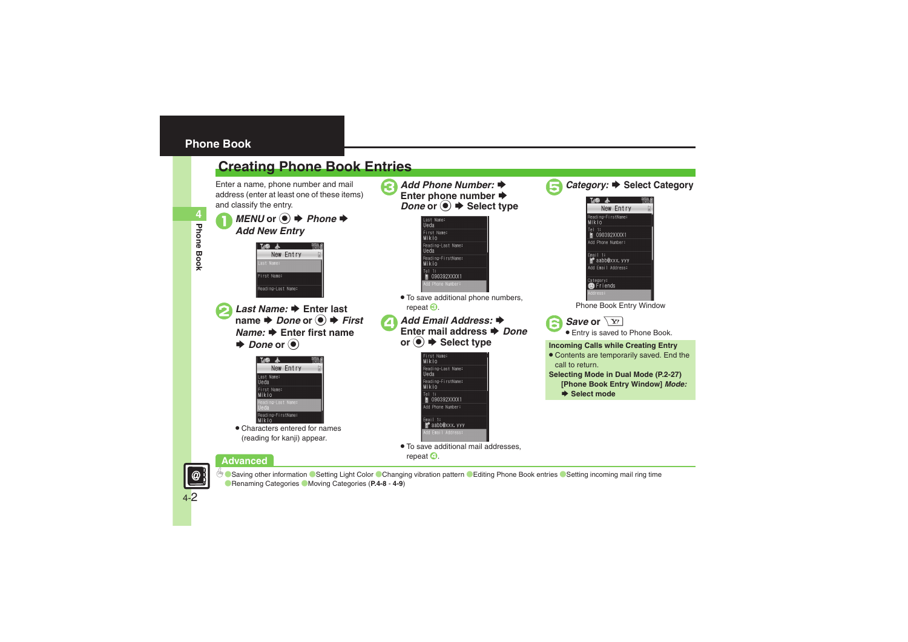## Phone Book

# Creating Phone Book Entries

Enter a name, phone number and mail address (enter at least one of these items) and classify the entry.

1. ***MENU*** **or ◉ ➡ *Phone* ➡ *Add New Entry***

2. ***Last Name:*** **➡ Enter last name ➡ *Done* or ◉ ➡ *First Name:* ➡ Enter first name ➡ *Done* or ◉**
   - Characters entered for names (reading for kanji) appear.

3. ***Add Phone Number:*** **➡ Enter phone number ➡ *Done* or ◉ ➡ Select type**
   - To save additional phone numbers, repeat 3.

4. ***Add Email Address:*** **➡ Enter mail address ➡ *Done* or ◉ ➡ Select type**
   - To save additional mail addresses, repeat 4.

5. ***Category:*** **➡ Select Category**

   Phone Book Entry Window

6. ***Save*** **or Y!**
   - Entry is saved to Phone Book.

**Incoming Calls while Creating Entry**
- Contents are temporarily saved. End the call to return.

**Selecting Mode in Dual Mode (P.2-27)**
**[Phone Book Entry Window] *Mode:* ➡ Select mode**

## Advanced

Saving other information ● Setting Light Color ● Changing vibration pattern ● Editing Phone Book entries ● Setting incoming mail ring time ● Renaming Categories ● Moving Categories (**P.4-8** - **4-9**)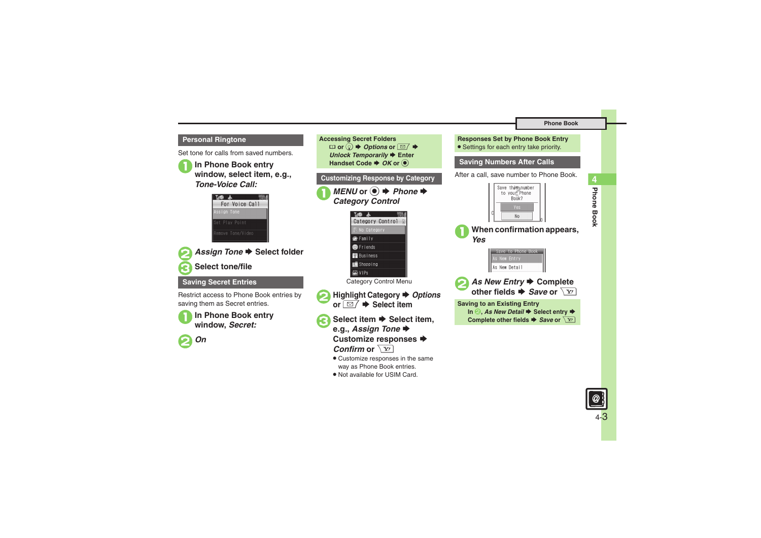## Personal Ringtone

Set tone for calls from saved numbers.

1. **In Phone Book entry window, select item, e.g., *Tone-Voice Call:***

For Voice Call
Assign Tone
Set Play Point
Remove Tone/Video

2. ***Assign Tone* ➡ Select folder**
3. **Select tone/file**

## Saving Secret Entries

Restrict access to Phone Book entries by saving them as Secret entries.

1. **In Phone Book entry window, *Secret:***
2. ***On***

**Accessing Secret Folders**
**or ➡ *Options* or ➡ *Unlock Temporarily* ➡ Enter Handset Code ➡ *OK* or ◉**

## Customizing Response by Category

1. ***MENU* or ◉ ➡ *Phone* ➡ *Category Control***

Category Control
No Category
Family
Friends
Business
Shopping
VIPs

Category Control Menu

2. **Highlight *Category* ➡ *Options* or ➡ Select item**
3. **Select item ➡ Select item, e.g., *Assign Tone* ➡ Customize responses ➡ *Confirm* or**
   - Customize responses in the same way as Phone Book entries.
   - Not available for USIM Card.

**Responses Set by Phone Book Entry**
- Settings for each entry take priority.

## Saving Numbers After Calls

After a call, save number to Phone Book.

Save this number to your Phone Book?
Yes
No

1. **When confirmation appears, *Yes***

Save to Phone Book
As New Entry
As New Detail

2. ***As New Entry* ➡ Complete other fields ➡ *Save* or**

**Saving to an Existing Entry**
**In 2, *As New Detail* ➡ Select entry ➡ Complete other fields ➡ *Save* or**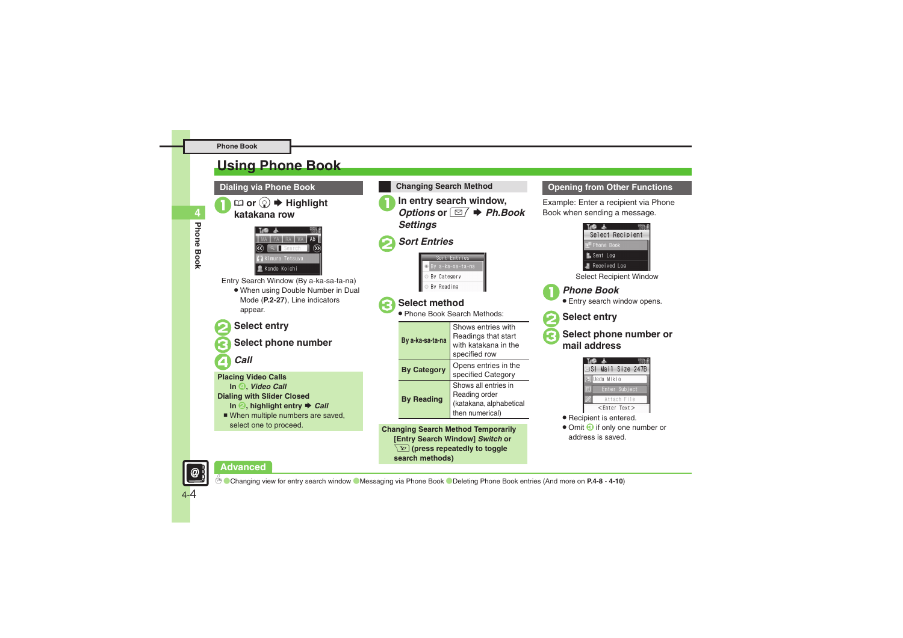# Using Phone Book

## Dialing via Phone Book

1. **or → Highlight katakana row**

Entry Search Window (By a-ka-sa-ta-na)

- When using Double Number in Dual Mode (**P.2-27**), Line indicators appear.

2. **Select entry**
3. **Select phone number**
4. ***Call***

**Placing Video Calls**
**In 4, *Video Call***
**Dialing with Slider Closed**
**In 2, highlight entry → *Call***
- When multiple numbers are saved, select one to proceed.

## Changing Search Method

1. **In entry search window, *Options* or → *Ph.Book Settings***
2. ***Sort Entries***
3. **Select method**

- Phone Book Search Methods:

| | |
|---|---|
| By a-ka-sa-ta-na | Shows entries with Readings that start with katakana in the specified row |
| By Category | Opens entries in the specified Category |
| By Reading | Shows all entries in Reading order (katakana, alphabetical then numerical) |

**Changing Search Method Temporarily**
**[Entry Search Window] *Switch* or (press repeatedly to toggle search methods)**

## Opening from Other Functions

Example: Enter a recipient via Phone Book when sending a message.

Select Recipient Window

1. ***Phone Book***
   - Entry search window opens.
2. **Select entry**
3. **Select phone number or mail address**

- Recipient is entered.
- Omit 3 if only one number or address is saved.

**Advanced**

Changing view for entry search window ● Messaging via Phone Book ● Deleting Phone Book entries (And more on **P.4-8** - **4-10**)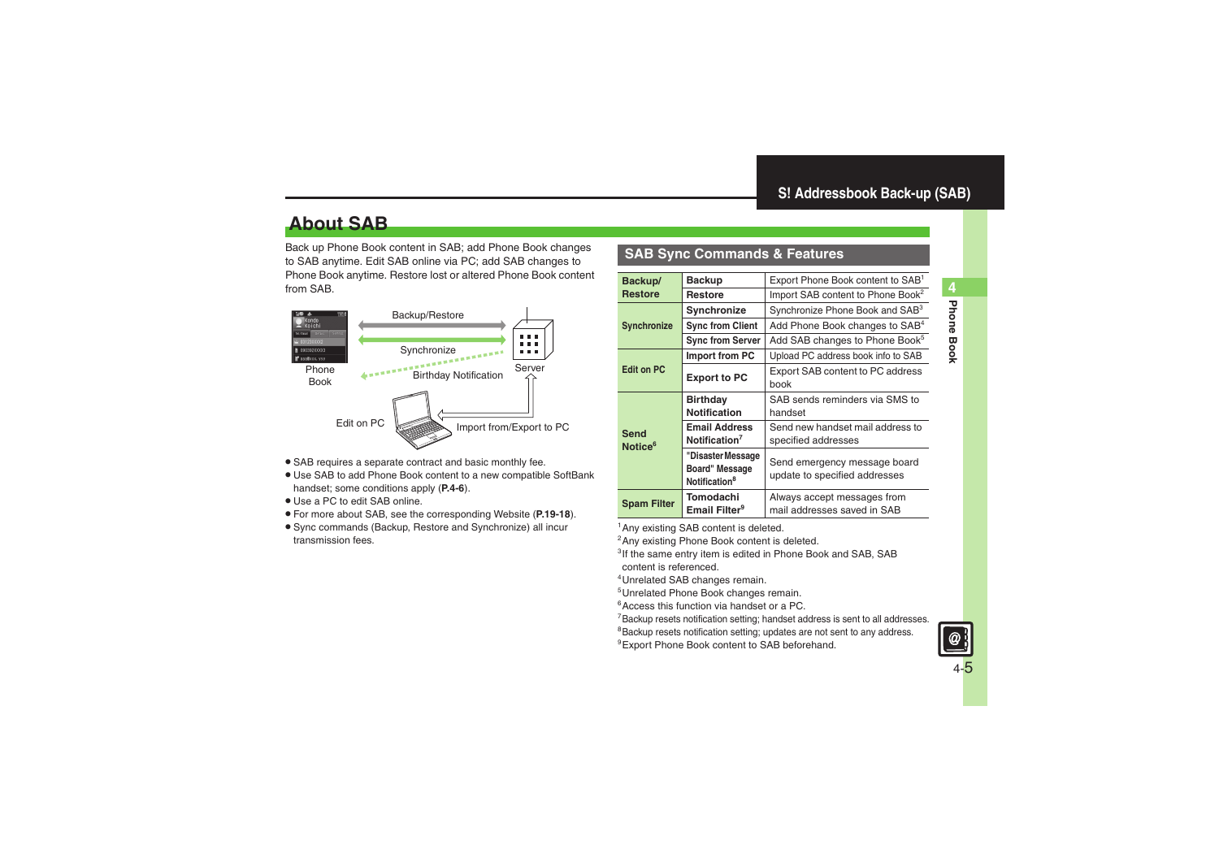# About SAB

Back up Phone Book content in SAB; add Phone Book changes to SAB anytime. Edit SAB online via PC; add SAB changes to Phone Book anytime. Restore lost or altered Phone Book content from SAB.

Backup/Restore

Synchronize

Birthday Notification

Phone Book

Server

Edit on PC

Import from/Export to PC

- SAB requires a separate contract and basic monthly fee.
- Use SAB to add Phone Book content to a new compatible SoftBank handset; some conditions apply (**P.4-6**).
- Use a PC to edit SAB online.
- For more about SAB, see the corresponding Website (**P.19-18**).
- Sync commands (Backup, Restore and Synchronize) all incur transmission fees.

## SAB Sync Commands & Features

| | | |
|---|---|---|
| **Backup/ Restore** | **Backup** | Export Phone Book content to SAB[1] |
| | **Restore** | Import SAB content to Phone Book[2] |
| **Synchronize** | **Synchronize** | Synchronize Phone Book and SAB[3] |
| | **Sync from Client** | Add Phone Book changes to SAB[4] |
| | **Sync from Server** | Add SAB changes to Phone Book[5] |
| **Edit on PC** | **Import from PC** | Upload PC address book info to SAB |
| | **Export to PC** | Export SAB content to PC address book |
| **Send Notice[6]** | **Birthday Notification** | SAB sends reminders via SMS to handset |
| | **Email Address Notification[7]** | Send new handset mail address to specified addresses |
| | **"Disaster Message Board" Message Notification[8]** | Send emergency message board update to specified addresses |
| **Spam Filter** | **Tomodachi Email Filter[9]** | Always accept messages from mail addresses saved in SAB |

[1] Any existing SAB content is deleted.
[2] Any existing Phone Book content is deleted.
[3] If the same entry item is edited in Phone Book and SAB, SAB content is referenced.
[4] Unrelated SAB changes remain.
[5] Unrelated Phone Book changes remain.
[6] Access this function via handset or a PC.
[7] Backup resets notification setting; handset address is sent to all addresses.
[8] Backup resets notification setting; updates are not sent to any address.
[9] Export Phone Book content to SAB beforehand.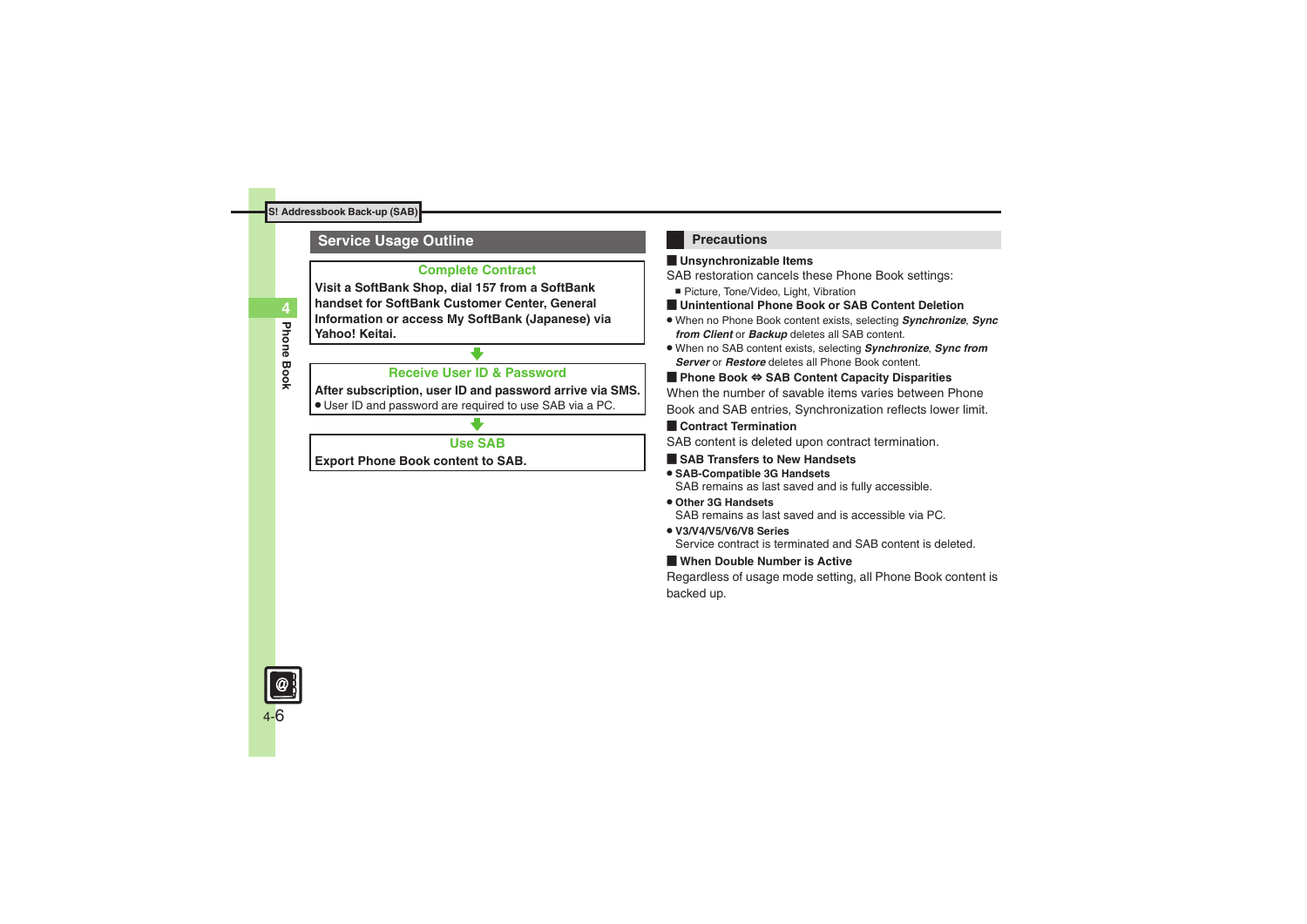## S! Addressbook Back-up (SAB)

### Service Usage Outline

**Complete Contract**

**Visit a SoftBank Shop, dial 157 from a SoftBank handset for SoftBank Customer Center, General Information or access My SoftBank (Japanese) via Yahoo! Keitai.**

⬇

**Receive User ID & Password**

**After subscription, user ID and password arrive via SMS.**

- User ID and password are required to use SAB via a PC.

⬇

**Use SAB**

**Export Phone Book content to SAB.**

### Precautions

**Unsynchronizable Items**

SAB restoration cancels these Phone Book settings:

- Picture, Tone/Video, Light, Vibration

**Unintentional Phone Book or SAB Content Deletion**

- When no Phone Book content exists, selecting ***Synchronize***, ***Sync from Client*** or ***Backup*** deletes all SAB content.
- When no SAB content exists, selecting ***Synchronize***, ***Sync from Server*** or ***Restore*** deletes all Phone Book content.

**Phone Book ⇔ SAB Content Capacity Disparities**

When the number of savable items varies between Phone Book and SAB entries, Synchronization reflects lower limit.

**Contract Termination**

SAB content is deleted upon contract termination.

**SAB Transfers to New Handsets**

- **SAB-Compatible 3G Handsets**
  SAB remains as last saved and is fully accessible.
- **Other 3G Handsets**
  SAB remains as last saved and is accessible via PC.
- **V3/V4/V5/V6/V8 Series**
  Service contract is terminated and SAB content is deleted.

**When Double Number is Active**

Regardless of usage mode setting, all Phone Book content is backed up.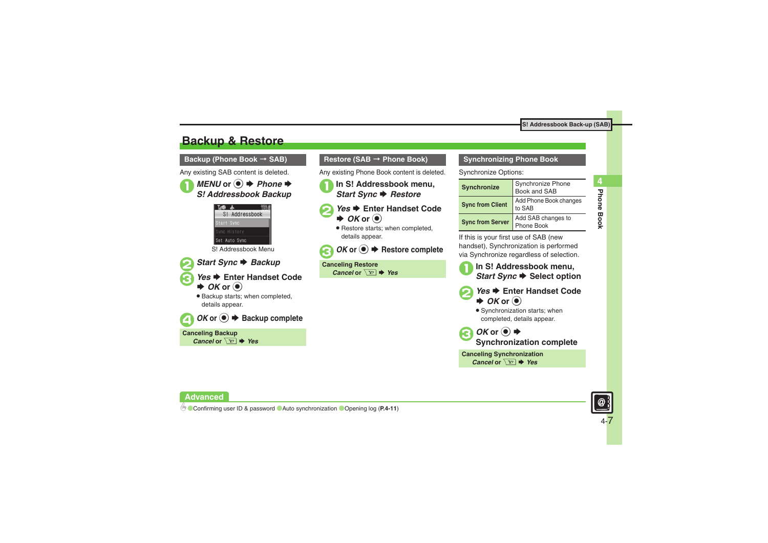## Backup & Restore

### Backup (Phone Book → SAB)

Any existing SAB content is deleted.

1. *MENU* or ● ➡ *Phone* ➡ *S! Addressbook Backup*

S! Addressbook Menu

2. *Start Sync* ➡ *Backup*
3. *Yes* ➡ Enter Handset Code ➡ *OK* or ●
   - Backup starts; when completed, details appear.
4. *OK* or ● ➡ Backup complete

**Canceling Backup**
*Cancel* or ➡ *Yes*

### Restore (SAB → Phone Book)

Any existing Phone Book content is deleted.

1. In S! Addressbook menu, *Start Sync* ➡ *Restore*
2. *Yes* ➡ Enter Handset Code ➡ *OK* or ●
   - Restore starts; when completed, details appear.
3. *OK* or ● ➡ Restore complete

**Canceling Restore**
*Cancel* or ➡ *Yes*

### Synchronizing Phone Book

Synchronize Options:

| | |
|---|---|
| **Synchronize** | Synchronize Phone Book and SAB |
| **Sync from Client** | Add Phone Book changes to SAB |
| **Sync from Server** | Add SAB changes to Phone Book |

If this is your first use of SAB (new handset), Synchronization is performed via Synchronize regardless of selection.

1. In S! Addressbook menu, *Start Sync* ➡ Select option
2. *Yes* ➡ Enter Handset Code ➡ *OK* or ●
   - Synchronization starts; when completed, details appear.
3. *OK* or ● ➡ Synchronization complete

**Canceling Synchronization**
*Cancel* or ➡ *Yes*

**Advanced**

●Confirming user ID & password ●Auto synchronization ●Opening log (**P.4-11**)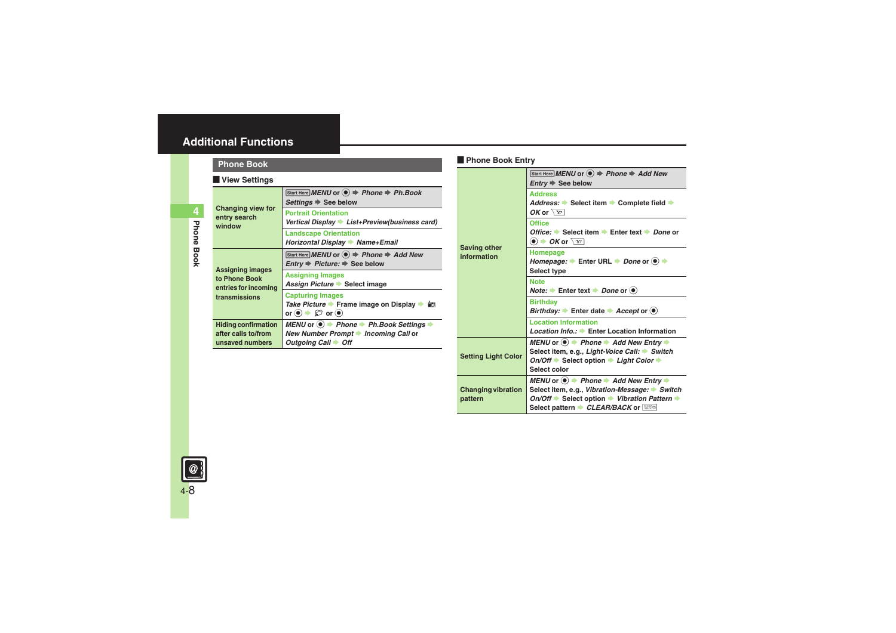# Additional Functions

## Phone Book

### View Settings

| | |
|---|---|
| Changing view for entry search window | Start Here *MENU* or ● ➡ *Phone* ➡ *Ph.Book Settings* ➡ See below |
| | **Portrait Orientation**<br>*Vertical Display* ➡ *List+Preview(business card)* |
| | **Landscape Orientation**<br>*Horizontal Display* ➡ *Name+Email* |
| Assigning images to Phone Book entries for incoming transmissions | Start Here *MENU* or ● ➡ *Phone* ➡ *Add New Entry* ➡ *Picture:* ➡ See below |
| | **Assigning Images**<br>*Assign Picture* ➡ Select image |
| | **Capturing Images**<br>*Take Picture* ➡ Frame image on Display ➡ 📷 or ● ➡ 📁 or ● |
| Hiding confirmation after calls to/from unsaved numbers | *MENU* or ● ➡ *Phone* ➡ *Ph.Book Settings* ➡ *New Number Prompt* ➡ *Incoming Call* or *Outgoing Call* ➡ *Off* |

### Phone Book Entry

| | |
|---|---|
| Saving other information | Start Here *MENU* or ● ➡ *Phone* ➡ *Add New Entry* ➡ See below |
| | **Address**<br>*Address:* ➡ Select item ➡ Complete field ➡ *OK* or Y! |
| | **Office**<br>*Office:* ➡ Select item ➡ Enter text ➡ *Done* or ● ➡ *OK* or Y! |
| | **Homepage**<br>*Homepage:* ➡ Enter URL ➡ *Done* or ● ➡ Select type |
| | **Note**<br>*Note:* ➡ Enter text ➡ *Done* or ● |
| | **Birthday**<br>*Birthday:* ➡ Enter date ➡ *Accept* or ● |
| | **Location Information**<br>*Location Info.:* ➡ Enter Location Information |
| Setting Light Color | *MENU* or ● ➡ *Phone* ➡ *Add New Entry* ➡ Select item, e.g., *Light-Voice Call:* ➡ *Switch On/Off* ➡ Select option ➡ *Light Color* ➡ Select color |
| Changing vibration pattern | *MENU* or ● ➡ *Phone* ➡ *Add New Entry* ➡ Select item, e.g., *Vibration-Message:* ➡ *Switch On/Off* ➡ Select option ➡ *Vibration Pattern* ➡ Select pattern ➡ *CLEAR/BACK* or CLEAR/BACK |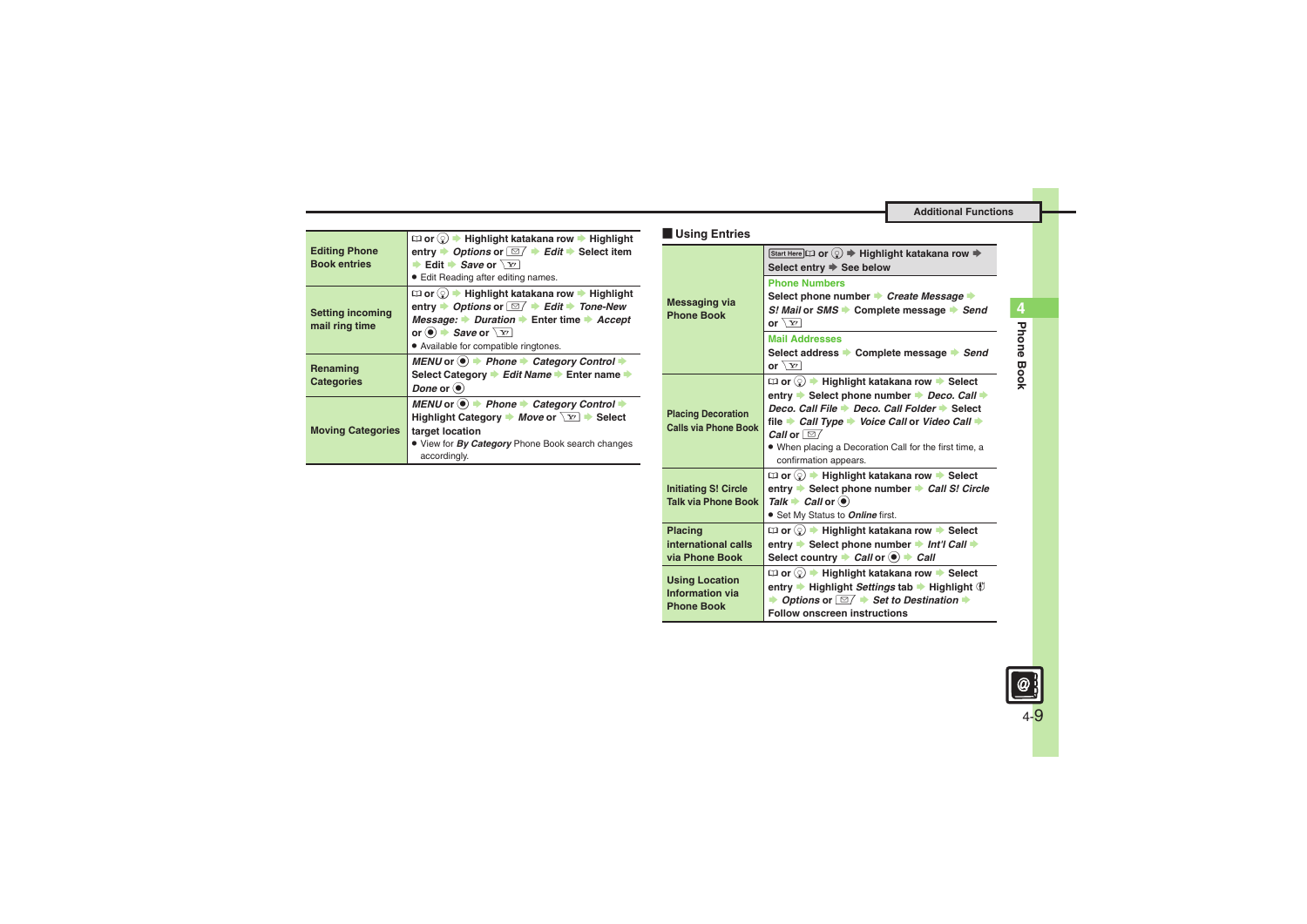| | |
|---|---|
| **Editing Phone Book entries** | 📖 or ⓠ ➡ Highlight katakana row ➡ Highlight entry ➡ *Options* or ✉ ➡ *Edit* ➡ Select item ➡ Edit ➡ *Save* or Y! <br>● Edit Reading after editing names. |
| **Setting incoming mail ring time** | 📖 or ⓠ ➡ Highlight katakana row ➡ Highlight entry ➡ *Options* or ✉ ➡ *Edit* ➡ *Tone-New Message:* ➡ *Duration* ➡ Enter time ➡ *Accept* or ◉ ➡ *Save* or Y! <br>● Available for compatible ringtones. |
| **Renaming Categories** | *MENU* or ◉ ➡ *Phone* ➡ *Category Control* ➡ Select Category ➡ *Edit Name* ➡ Enter name ➡ *Done* or ◉ |
| **Moving Categories** | *MENU* or ◉ ➡ *Phone* ➡ *Category Control* ➡ Highlight Category ➡ *Move* or Y! ➡ Select target location <br>● View for *By Category* Phone Book search changes accordingly. |

## Using Entries

| | |
|---|---|
| | Start Here 📖 or ⓠ ➡ Highlight katakana row ➡ Select entry ➡ See below |
| **Messaging via Phone Book** | **Phone Numbers**<br>Select phone number ➡ *Create Message* ➡ *S! Mail* or *SMS* ➡ Complete message ➡ *Send* or Y!<br>**Mail Addresses**<br>Select address ➡ Complete message ➡ *Send* or Y! |
| **Placing Decoration Calls via Phone Book** | 📖 or ⓠ ➡ Highlight katakana row ➡ Select entry ➡ Select phone number ➡ *Deco. Call* ➡ *Deco. Call File* ➡ *Deco. Call Folder* ➡ Select file ➡ *Call Type* ➡ *Voice Call* or *Video Call* ➡ *Call* or ✉<br>● When placing a Decoration Call for the first time, a confirmation appears. |
| **Initiating S! Circle Talk via Phone Book** | 📖 or ⓠ ➡ Highlight katakana row ➡ Select entry ➡ Select phone number ➡ *Call S! Circle Talk* ➡ *Call* or ◉<br>● Set My Status to *Online* first. |
| **Placing international calls via Phone Book** | 📖 or ⓠ ➡ Highlight katakana row ➡ Select entry ➡ Select phone number ➡ *Int'l Call* ➡ Select country ➡ *Call* or ◉ ➡ *Call* |
| **Using Location Information via Phone Book** | 📖 or ⓠ ➡ Highlight katakana row ➡ Select entry ➡ Highlight *Settings* tab ➡ Highlight 🌐 ➡ *Options* or ✉ ➡ *Set to Destination* ➡ Follow onscreen instructions |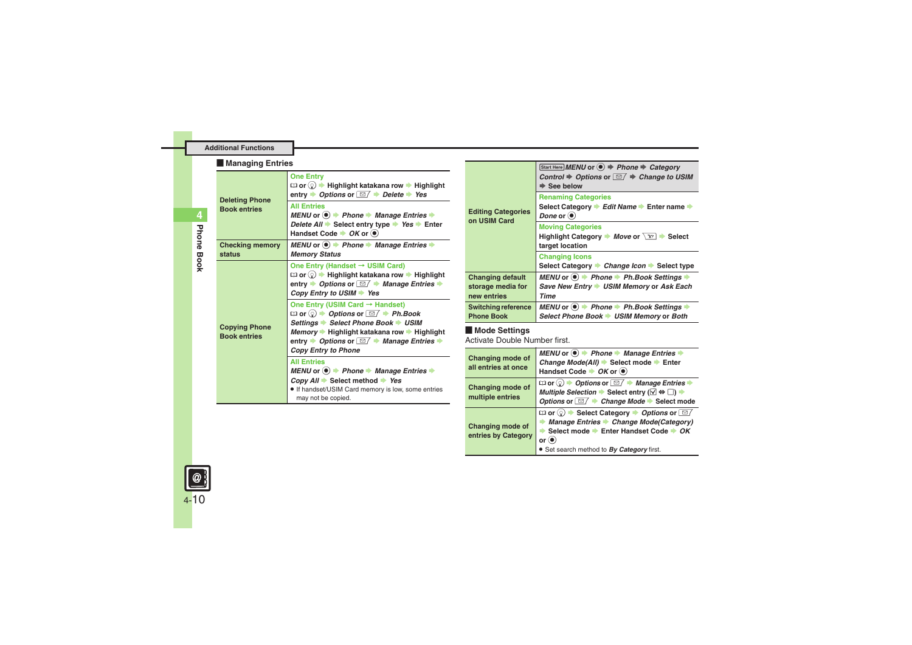## Additional Functions

### Managing Entries

| | |
|---|---|
| Deleting Phone Book entries | **One Entry**<br>📖 or ◎ ➡ Highlight katakana row ➡ Highlight entry ➡ *Options* or ✉ ➡ *Delete* ➡ *Yes* |
| | **All Entries**<br>*MENU* or ◉ ➡ *Phone* ➡ *Manage Entries* ➡ *Delete All* ➡ Select entry type ➡ *Yes* ➡ Enter Handset Code ➡ *OK* or ◉ |
| Checking memory status | *MENU* or ◉ ➡ *Phone* ➡ *Manage Entries* ➡ *Memory Status* |
| Copying Phone Book entries | **One Entry (Handset → USIM Card)**<br>📖 or ◎ ➡ Highlight katakana row ➡ Highlight entry ➡ *Options* or ✉ ➡ *Manage Entries* ➡ *Copy Entry to USIM* ➡ *Yes* |
| | **One Entry (USIM Card → Handset)**<br>📖 or ◎ ➡ *Options* or ✉ ➡ *Ph.Book Settings* ➡ *Select Phone Book* ➡ *USIM Memory* ➡ Highlight katakana row ➡ Highlight entry ➡ *Options* or ✉ ➡ *Manage Entries* ➡ *Copy Entry to Phone* |
| | **All Entries**<br>*MENU* or ◉ ➡ *Phone* ➡ *Manage Entries* ➡ *Copy All* ➡ Select method ➡ *Yes*<br>● If handset/USIM Card memory is low, some entries may not be copied. |
| Editing Categories on USIM Card | Start Here *MENU* or ◉ ➡ *Phone* ➡ *Category Control* ➡ *Options* or ✉ ➡ *Change to USIM* ➡ See below |
| | **Renaming Categories**<br>Select Category ➡ *Edit Name* ➡ Enter name ➡ *Done* or ◉ |
| | **Moving Categories**<br>Highlight Category ➡ *Move* or Y! ➡ Select target location |
| | **Changing Icons**<br>Select Category ➡ *Change Icon* ➡ Select type |
| Changing default storage media for new entries | *MENU* or ◉ ➡ *Phone* ➡ *Ph.Book Settings* ➡ *Save New Entry* ➡ *USIM Memory* or *Ask Each Time* |
| Switching reference Phone Book | *MENU* or ◉ ➡ *Phone* ➡ *Ph.Book Settings* ➡ *Select Phone Book* ➡ *USIM Memory* or *Both* |

### Mode Settings

Activate Double Number first.

| | |
|---|---|
| Changing mode of all entries at once | *MENU* or ◉ ➡ *Phone* ➡ *Manage Entries* ➡ *Change Mode(All)* ➡ Select mode ➡ Enter Handset Code ➡ *OK* or ◉ |
| Changing mode of multiple entries | 📖 or ◎ ➡ *Options* or ✉ ➡ *Manage Entries* ➡ *Multiple Selection* ➡ Select entry (☑ ⇔ ☐) ➡ *Options* or ✉ ➡ *Change Mode* ➡ Select mode |
| Changing mode of entries by Category | 📖 or ◎ ➡ Select Category ➡ *Options* or ✉ ➡ *Manage Entries* ➡ *Change Mode(Category)* ➡ Select mode ➡ Enter Handset Code ➡ *OK* or ◉<br>● Set search method to ***By Category*** first. |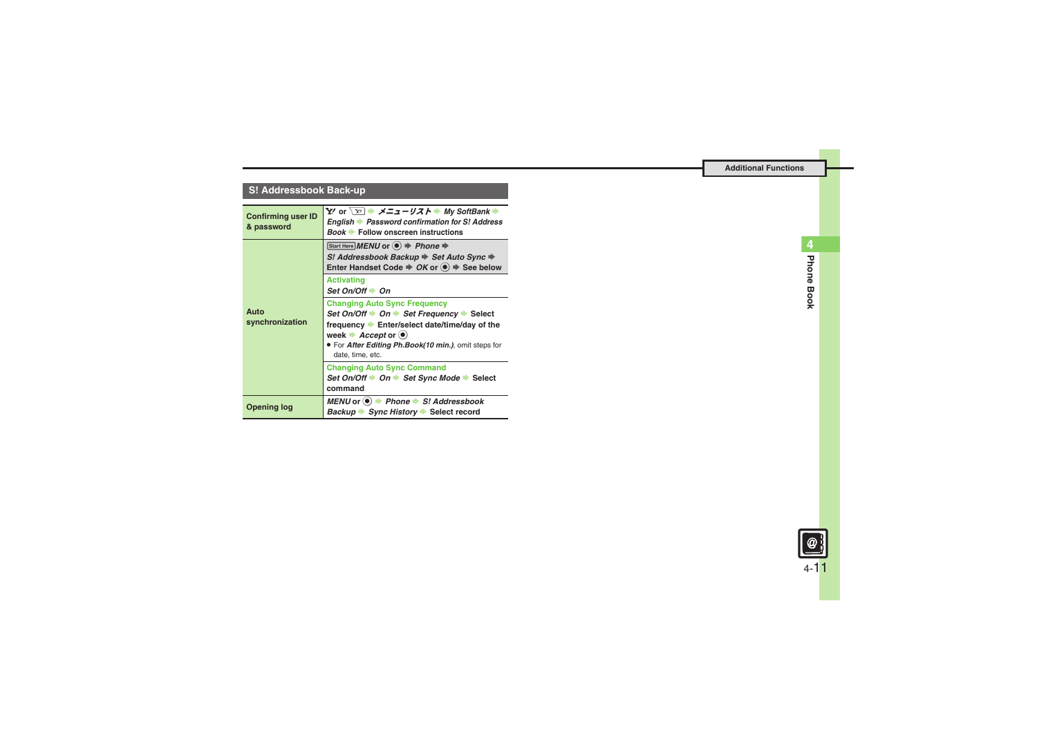## S! Addressbook Back-up

| | |
|---|---|
| **Confirming user ID & password** | Y! or Y! ➡ *メニューリスト* ➡ *My SoftBank* ➡ *English* ➡ *Password confirmation for S! Address Book* ➡ Follow onscreen instructions |
| **Auto synchronization** | Start Here *MENU* or ● ➡ *Phone* ➡ *S! Addressbook Backup* ➡ *Set Auto Sync* ➡ Enter Handset Code ➡ *OK* or ● ➡ See below |
| | **Activating**<br>*Set On/Off* ➡ *On* |
| | **Changing Auto Sync Frequency**<br>*Set On/Off* ➡ *On* ➡ *Set Frequency* ➡ Select frequency ➡ Enter/select date/time/day of the week ➡ *Accept* or ●<br>● For *After Editing Ph.Book(10 min.)*, omit steps for date, time, etc. |
| | **Changing Auto Sync Command**<br>*Set On/Off* ➡ *On* ➡ *Set Sync Mode* ➡ Select command |
| **Opening log** | *MENU* or ● ➡ *Phone* ➡ *S! Addressbook Backup* ➡ *Sync History* ➡ Select record |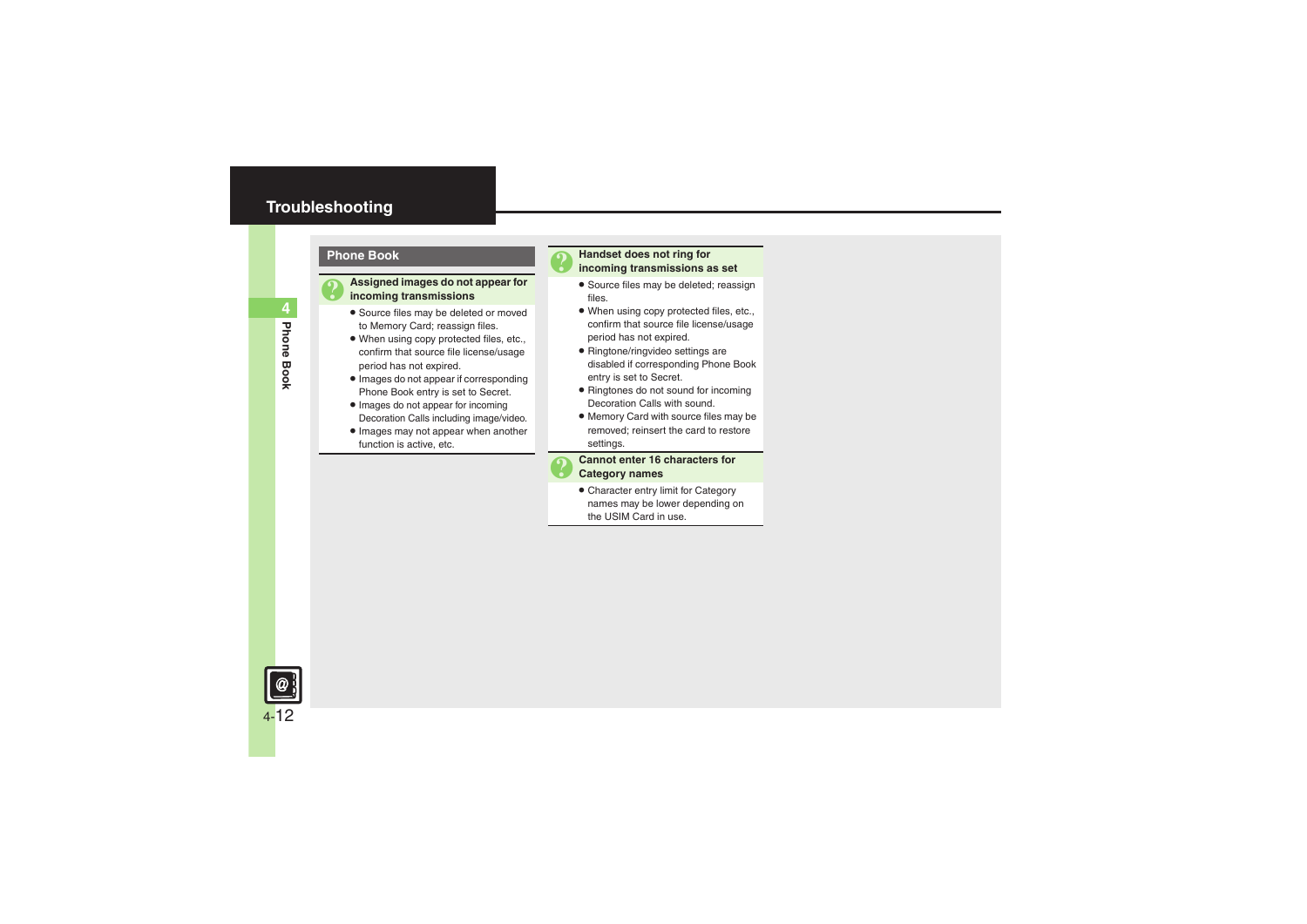# Troubleshooting

## Phone Book

### Assigned images do not appear for incoming transmissions

- Source files may be deleted or moved to Memory Card; reassign files.
- When using copy protected files, etc., confirm that source file license/usage period has not expired.
- Images do not appear if corresponding Phone Book entry is set to Secret.
- Images do not appear for incoming Decoration Calls including image/video.
- Images may not appear when another function is active, etc.

### Handset does not ring for incoming transmissions as set

- Source files may be deleted; reassign files.
- When using copy protected files, etc., confirm that source file license/usage period has not expired.
- Ringtone/ringvideo settings are disabled if corresponding Phone Book entry is set to Secret.
- Ringtones do not sound for incoming Decoration Calls with sound.
- Memory Card with source files may be removed; reinsert the card to restore settings.

### Cannot enter 16 characters for Category names

- Character entry limit for Category names may be lower depending on the USIM Card in use.